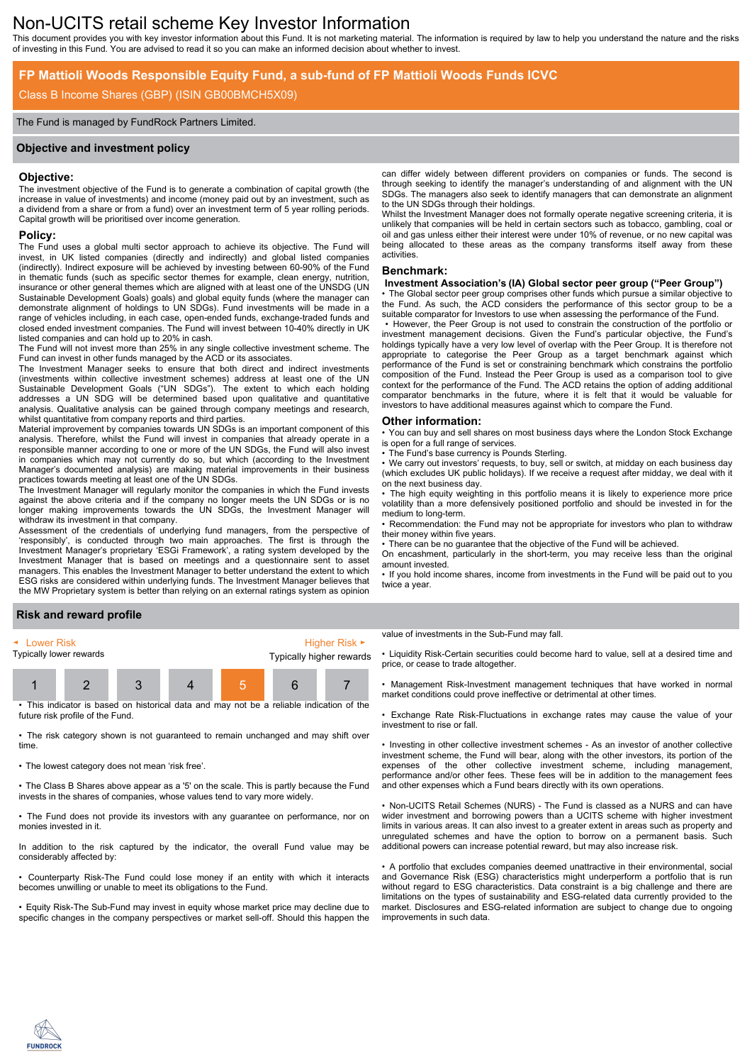# Non-UCITS retail scheme Key Investor Information

This document provides you with key investor information about this Fund. It is not marketing material. The information is required by law to help you understand the nature and the risks of investing in this Fund. You are advised to read it so you can make an informed decision about whether to invest.

## FP Mattioli Woods Responsible Equity Fund, a sub-fund of FP Mattioli Woods Funds ICVC

Class B Income Shares (GBP) (ISIN GB00BMCH5X09)

The Fund is managed by FundRock Partners Limited.

## Objective and investment policy

### Objective:

The investment objective of the Fund is to generate a combination of capital growth (the increase in value of investments) and income (money paid out by an investment, such as a dividend from a share or from a fund) over an investment term of 5 year rolling periods. Capital growth will be prioritised over income generation.

### Policy:

The Fund uses a global multi sector approach to achieve its objective. The Fund will invest, in UK listed companies (directly and indirectly) and global listed companies (indirectly). Indirect exposure will be achieved by investing between 60-90% of the Fund in thematic funds (such as specific sector themes for example, clean energy, nutrition, insurance or other general themes which are aligned with at least one of the UNSDG (UN Sustainable Development Goals) goals) and global equity funds (where the manager can demonstrate alignment of holdings to UN SDGs). Fund investments will be made in a range of vehicles including, in each case, open-ended funds, exchange-traded funds and closed ended investment companies. The Fund will invest between 10-40% directly in UK listed companies and can hold up to 20% in cash.

The Fund will not invest more than 25% in any single collective investment scheme. The Fund can invest in other funds managed by the ACD or its associates.

The Investment Manager seeks to ensure that both direct and indirect investments (investments within collective investment schemes) address at least one of the UN Sustainable Development Goals ("UN SDGs"). The extent to which each holding addresses a UN SDG will be determined based upon qualitative and quantitative analysis. Qualitative analysis can be gained through company meetings and research, whilst quantitative from company reports and third parties.

Material improvement by companies towards UN SDGs is an important component of this analysis. Therefore, whilst the Fund will invest in companies that already operate in a responsible manner according to one or more of the UN SDGs, the Fund will also invest in companies which may not currently do so, but which (according to the Investment Manager's documented analysis) are making material improvements in their business practices towards meeting at least one of the UN SDGs.

The Investment Manager will regularly monitor the companies in which the Fund invests against the above criteria and if the company no longer meets the UN SDGs or is no longer making improvements towards the UN SDGs, the Investment Manager will withdraw its investment in that company.

Assessment of the credentials of underlying fund managers, from the perspective of 'responsibly', is conducted through two main approaches. The first is through the Investment Manager's proprietary 'ESGi Framework', a rating system developed by the Investment Manager that is based on meetings and a questionnaire sent to asset managers. This enables the Investment Manager to better understand the extent to which ESG risks are considered within underlying funds. The Investment Manager believes that the MW Proprietary system is better than relying on an external ratings system as opinion can differ widely between different providers on companies or funds. The second is through seeking to identify the manager's understanding of and alignment with the UN SDGs. The managers also seek to identify managers that can demonstrate an alignment to the UN SDGs through their holdings.

Whilst the Investment Manager does not formally operate negative screening criteria, it is unlikely that companies will be held in certain sectors such as tobacco, gambling, coal or oil and gas unless either their interest were under 10% of revenue, or no new capital was being allocated to these areas as the company transforms itself away from these activities.

### Benchmark:

**Investment Association's (IA) Global sector peer group ("Peer Group")**

- The Global sector peer group comprises other funds which pursue a similar objective to the Fund. As such, the ACD considers the performance of this sector group to be a suitable comparator for Investors to use when assessing the performance of the Fund.
- However, the Peer Group is not used to constrain the construction of the portfolio or investment management decisions. Given the Fund's particular objective, the Fund's holdings typically have a very low level of overlap with the Peer Group. It is therefore not appropriate to categorise the Peer Group as a target benchmark against which performance of the Fund is set or constraining benchmark which constrains the portfolio composition of the Fund. Instead the Peer Group is used as a comparison tool to give context for the performance of the Fund. The ACD retains the option of adding additional comparator benchmarks in the future, where it is felt that it would be valuable for investors to have additional measures against which to compare the Fund.

### Other information:

- You can buy and sell shares on most business days where the London Stock Exchange is open for a full range of services.
- The Fund's base currency is Pounds Sterling.
- We carry out investors' requests, to buy, sell or switch, at midday on each business day (which excludes UK public holidays). If we receive a request after midday, we deal with it on the next business day.
- The high equity weighting in this portfolio means it is likely to experience more price volatility than a more defensively positioned portfolio and should be invested in for the medium to long-term.
- Recommendation: the Fund may not be appropriate for investors who plan to withdraw their money within five years.
- There can be no guarantee that the objective of the Fund will be achieved.

On encashment, particularly in the short-term, you may receive less than the original amount invested.

- If you hold income shares, income from investments in the Fund will be paid out to you twice a year.

## Risk and reward profile

Lower Risk — Typically lower rewards

Higher Risk — Typically higher rewards

| 1 | 2 | 3 | 4 | **5** | 6 | 7 |
|---|---|---|---|---|---|---|

- This indicator is based on historical data and may not be a reliable indication of the future risk profile of the Fund.
- The risk category shown is not guaranteed to remain unchanged and may shift over time.
- The lowest category does not mean 'risk free'.
- The Class B Shares above appear as a '5' on the scale. This is partly because the Fund invests in the shares of companies, whose values tend to vary more widely.
- The Fund does not provide its investors with any guarantee on performance, nor on monies invested in it.

In addition to the risk captured by the indicator, the overall Fund value may be considerably affected by:

- Counterparty Risk-The Fund could lose money if an entity with which it interacts becomes unwilling or unable to meet its obligations to the Fund.
- Equity Risk-The Sub-Fund may invest in equity whose market price may decline due to specific changes in the company perspectives or market sell-off. Should this happen the value of investments in the Sub-Fund may fall.
- Liquidity Risk-Certain securities could become hard to value, sell at a desired time and price, or cease to trade altogether.
- Management Risk-Investment management techniques that have worked in normal market conditions could prove ineffective or detrimental at other times.
- Exchange Rate Risk-Fluctuations in exchange rates may cause the value of your investment to rise or fall.
- Investing in other collective investment schemes - As an investor of another collective investment scheme, the Fund will bear, along with the other investors, its portion of the expenses of the other collective investment scheme, including management, performance and/or other fees. These fees will be in addition to the management fees and other expenses which a Fund bears directly with its own operations.
- Non-UCITS Retail Schemes (NURS) - The Fund is classed as a NURS and can have wider investment and borrowing powers than a UCITS scheme with higher investment limits in various areas. It can also invest to a greater extent in areas such as property and unregulated schemes and have the option to borrow on a permanent basis. Such additional powers can increase potential reward, but may also increase risk.
- A portfolio that excludes companies deemed unattractive in their environmental, social and Governance Risk (ESG) characteristics might underperform a portfolio that is run without regard to ESG characteristics. Data constraint is a big challenge and there are limitations on the types of sustainability and ESG-related data currently provided to the market. Disclosures and ESG-related information are subject to change due to ongoing improvements in such data.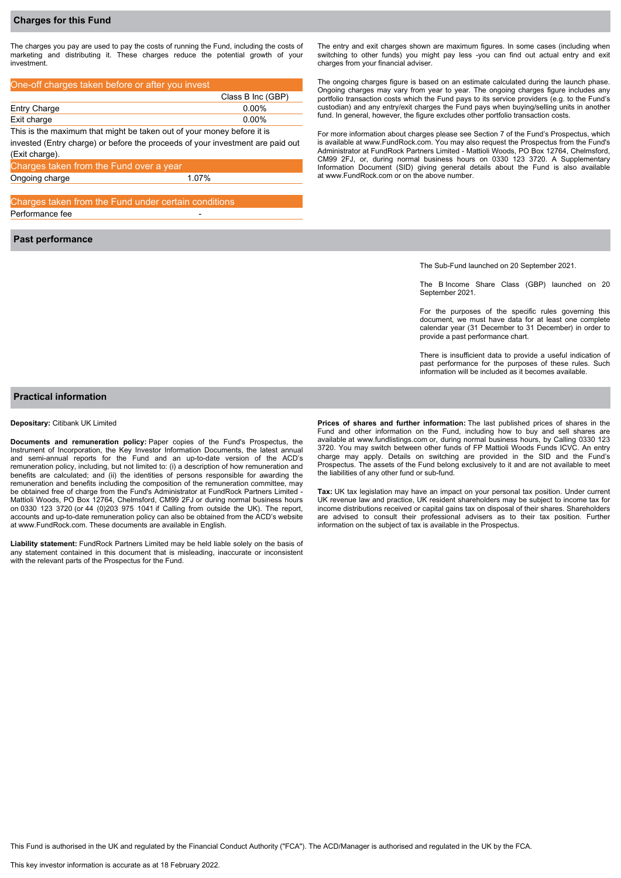## Charges for this Fund

The charges you pay are used to pay the costs of running the Fund, including the costs of marketing and distributing it. These charges reduce the potential growth of your investment.

| One-off charges taken before or after you invest | |
|---|---|
| | Class B Inc (GBP) |
| Entry Charge | 0.00% |
| Exit charge | 0.00% |

This is the maximum that might be taken out of your money before it is invested (Entry charge) or before the proceeds of your investment are paid out (Exit charge).

| Charges taken from the Fund over a year | |
|---|---|
| Ongoing charge | 1.07% |

| Charges taken from the Fund under certain conditions | |
|---|---|
| Performance fee | - |

The entry and exit charges shown are maximum figures. In some cases (including when switching to other funds) you might pay less -you can find out actual entry and exit charges from your financial adviser.

The ongoing charges figure is based on an estimate calculated during the launch phase. Ongoing charges may vary from year to year. The ongoing charges figure includes any portfolio transaction costs which the Fund pays to its service providers (e.g. to the Fund's custodian) and any entry/exit charges the Fund pays when buying/selling units in another fund. In general, however, the figure excludes other portfolio transaction costs.

For more information about charges please see Section 7 of the Fund's Prospectus, which is available at www.FundRock.com. You may also request the Prospectus from the Fund's Administrator at FundRock Partners Limited - Mattioli Woods, PO Box 12764, Chelmsford, CM99 2FJ, or, during normal business hours on 0330 123 3720. A Supplementary Information Document (SID) giving general details about the Fund is also available at www.FundRock.com or on the above number.

## Past performance

The Sub-Fund launched on 20 September 2021.

The B Income Share Class (GBP) launched on 20 September 2021.

For the purposes of the specific rules governing this document, we must have data for at least one complete calendar year (31 December to 31 December) in order to provide a past performance chart.

There is insufficient data to provide a useful indication of past performance for the purposes of these rules. Such information will be included as it becomes available.

## Practical information

**Depositary:** Citibank UK Limited

**Documents and remuneration policy:** Paper copies of the Fund's Prospectus, the Instrument of Incorporation, the Key Investor Information Documents, the latest annual and semi-annual reports for the Fund and an up-to-date version of the ACD's remuneration policy, including, but not limited to: (i) a description of how remuneration and benefits are calculated; and (ii) the identities of persons responsible for awarding the remuneration and benefits including the composition of the remuneration committee, may be obtained free of charge from the Fund's Administrator at FundRock Partners Limited - Mattioli Woods, PO Box 12764, Chelmsford, CM99 2FJ or during normal business hours on 0330 123 3720 (or 44 (0)203 975 1041 if Calling from outside the UK). The report, accounts and up-to-date remuneration policy can also be obtained from the ACD's website at www.FundRock.com. These documents are available in English.

**Liability statement:** FundRock Partners Limited may be held liable solely on the basis of any statement contained in this document that is misleading, inaccurate or inconsistent with the relevant parts of the Prospectus for the Fund.

**Prices of shares and further information:** The last published prices of shares in the Fund and other information on the Fund, including how to buy and sell shares are available at www.fundlistings.com or, during normal business hours, by Calling 0330 123 3720. You may switch between other funds of FP Mattioli Woods Funds ICVC. An entry charge may apply. Details on switching are provided in the SID and the Fund's Prospectus. The assets of the Fund belong exclusively to it and are not available to meet the liabilities of any other fund or sub-fund.

**Tax:** UK tax legislation may have an impact on your personal tax position. Under current UK revenue law and practice, UK resident shareholders may be subject to income tax for income distributions received or capital gains tax on disposal of their shares. Shareholders are advised to consult their professional advisers as to their tax position. Further information on the subject of tax is available in the Prospectus.

This Fund is authorised in the UK and regulated by the Financial Conduct Authority ("FCA"). The ACD/Manager is authorised and regulated in the UK by the FCA.

This key investor information is accurate as at 18 February 2022.